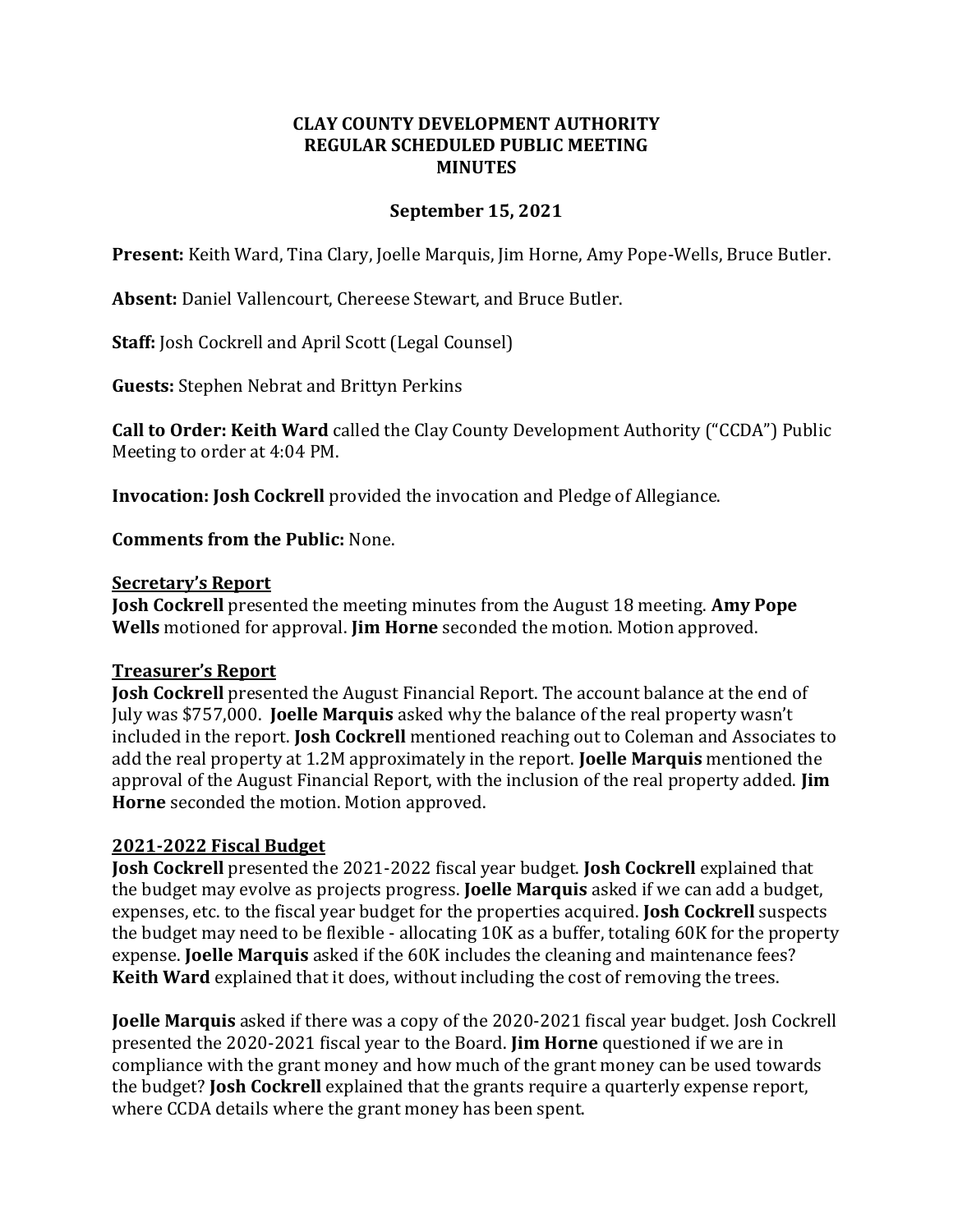**CLAY COUNTY DEVELOPMENT AUTHORITY**
**REGULAR SCHEDULED PUBLIC MEETING**
**MINUTES**

**September 15, 2021**

**Present:** Keith Ward, Tina Clary, Joelle Marquis, Jim Horne, Amy Pope-Wells, Bruce Butler.

**Absent:** Daniel Vallencourt, Chereese Stewart, and Bruce Butler.

**Staff:** Josh Cockrell and April Scott (Legal Counsel)

**Guests:** Stephen Nebrat and Brittyn Perkins

**Call to Order: Keith Ward** called the Clay County Development Authority ("CCDA") Public Meeting to order at 4:04 PM.

**Invocation: Josh Cockrell** provided the invocation and Pledge of Allegiance.

**Comments from the Public:** None.

## Secretary's Report

**Josh Cockrell** presented the meeting minutes from the August 18 meeting. **Amy Pope Wells** motioned for approval. **Jim Horne** seconded the motion. Motion approved.

## Treasurer's Report

**Josh Cockrell** presented the August Financial Report. The account balance at the end of July was $757,000. **Joelle Marquis** asked why the balance of the real property wasn't included in the report. **Josh Cockrell** mentioned reaching out to Coleman and Associates to add the real property at 1.2M approximately in the report. **Joelle Marquis** mentioned the approval of the August Financial Report, with the inclusion of the real property added. **Jim Horne** seconded the motion. Motion approved.

## 2021-2022 Fiscal Budget

**Josh Cockrell** presented the 2021-2022 fiscal year budget. **Josh Cockrell** explained that the budget may evolve as projects progress. **Joelle Marquis** asked if we can add a budget, expenses, etc. to the fiscal year budget for the properties acquired. **Josh Cockrell** suspects the budget may need to be flexible - allocating 10K as a buffer, totaling 60K for the property expense. **Joelle Marquis** asked if the 60K includes the cleaning and maintenance fees? **Keith Ward** explained that it does, without including the cost of removing the trees.

**Joelle Marquis** asked if there was a copy of the 2020-2021 fiscal year budget. Josh Cockrell presented the 2020-2021 fiscal year to the Board. **Jim Horne** questioned if we are in compliance with the grant money and how much of the grant money can be used towards the budget? **Josh Cockrell** explained that the grants require a quarterly expense report, where CCDA details where the grant money has been spent.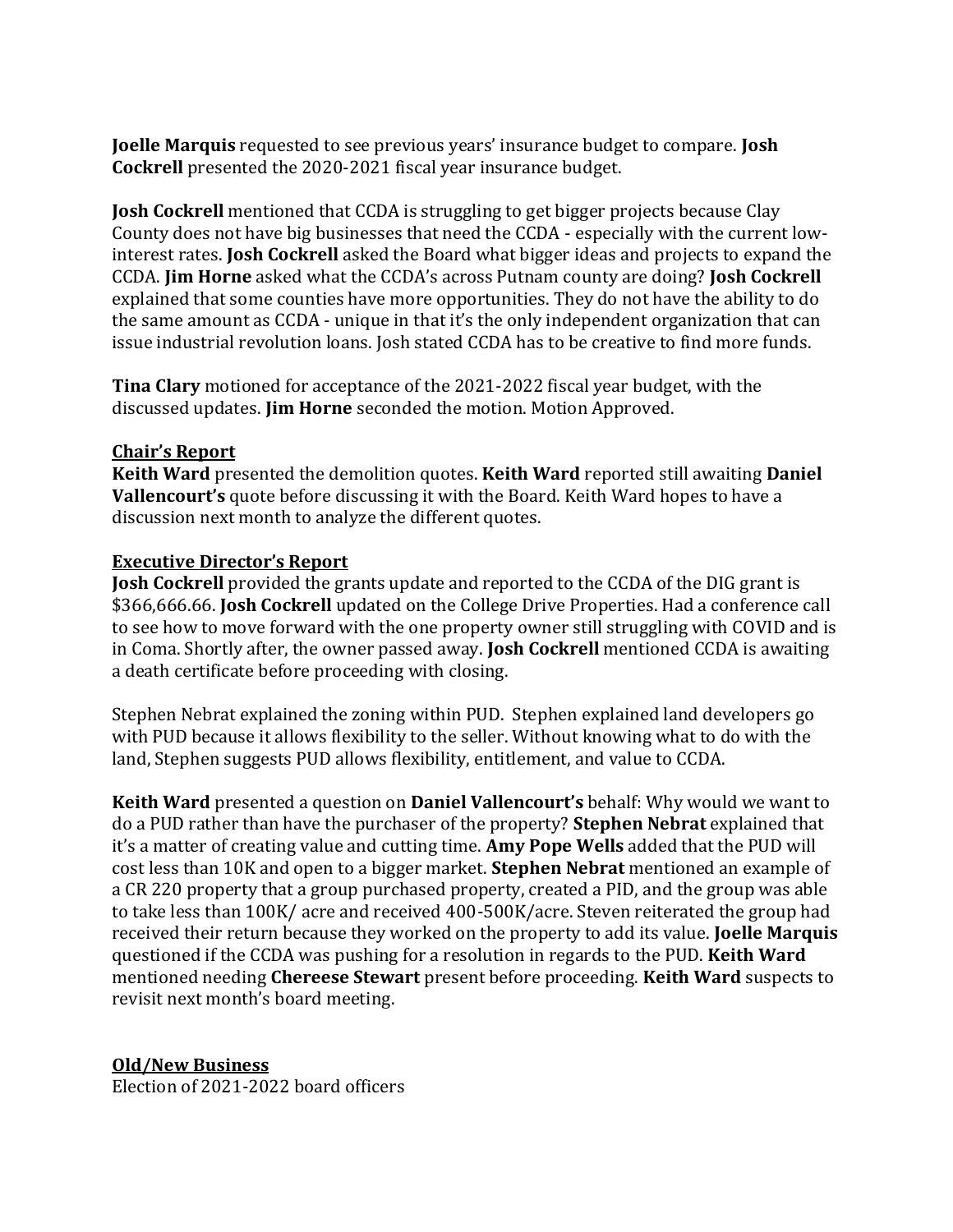**Joelle Marquis** requested to see previous years' insurance budget to compare. **Josh Cockrell** presented the 2020-2021 fiscal year insurance budget.

**Josh Cockrell** mentioned that CCDA is struggling to get bigger projects because Clay County does not have big businesses that need the CCDA - especially with the current low-interest rates. **Josh Cockrell** asked the Board what bigger ideas and projects to expand the CCDA. **Jim Horne** asked what the CCDA's across Putnam county are doing? **Josh Cockrell** explained that some counties have more opportunities. They do not have the ability to do the same amount as CCDA - unique in that it's the only independent organization that can issue industrial revolution loans. Josh stated CCDA has to be creative to find more funds.

**Tina Clary** motioned for acceptance of the 2021-2022 fiscal year budget, with the discussed updates. **Jim Horne** seconded the motion. Motion Approved.

**<u>Chair's Report</u>**

**Keith Ward** presented the demolition quotes. **Keith Ward** reported still awaiting **Daniel Vallencourt's** quote before discussing it with the Board. Keith Ward hopes to have a discussion next month to analyze the different quotes.

**<u>Executive Director's Report</u>**

**Josh Cockrell** provided the grants update and reported to the CCDA of the DIG grant is $366,666.66. **Josh Cockrell** updated on the College Drive Properties. Had a conference call to see how to move forward with the one property owner still struggling with COVID and is in Coma. Shortly after, the owner passed away. **Josh Cockrell** mentioned CCDA is awaiting a death certificate before proceeding with closing.

Stephen Nebrat explained the zoning within PUD. Stephen explained land developers go with PUD because it allows flexibility to the seller. Without knowing what to do with the land, Stephen suggests PUD allows flexibility, entitlement, and value to CCDA.

**Keith Ward** presented a question on **Daniel Vallencourt's** behalf: Why would we want to do a PUD rather than have the purchaser of the property? **Stephen Nebrat** explained that it's a matter of creating value and cutting time. **Amy Pope Wells** added that the PUD will cost less than 10K and open to a bigger market. **Stephen Nebrat** mentioned an example of a CR 220 property that a group purchased property, created a PID, and the group was able to take less than 100K/ acre and received 400-500K/acre. Steven reiterated the group had received their return because they worked on the property to add its value. **Joelle Marquis** questioned if the CCDA was pushing for a resolution in regards to the PUD. **Keith Ward** mentioned needing **Chereese Stewart** present before proceeding. **Keith Ward** suspects to revisit next month's board meeting.

**<u>Old/New Business</u>**

Election of 2021-2022 board officers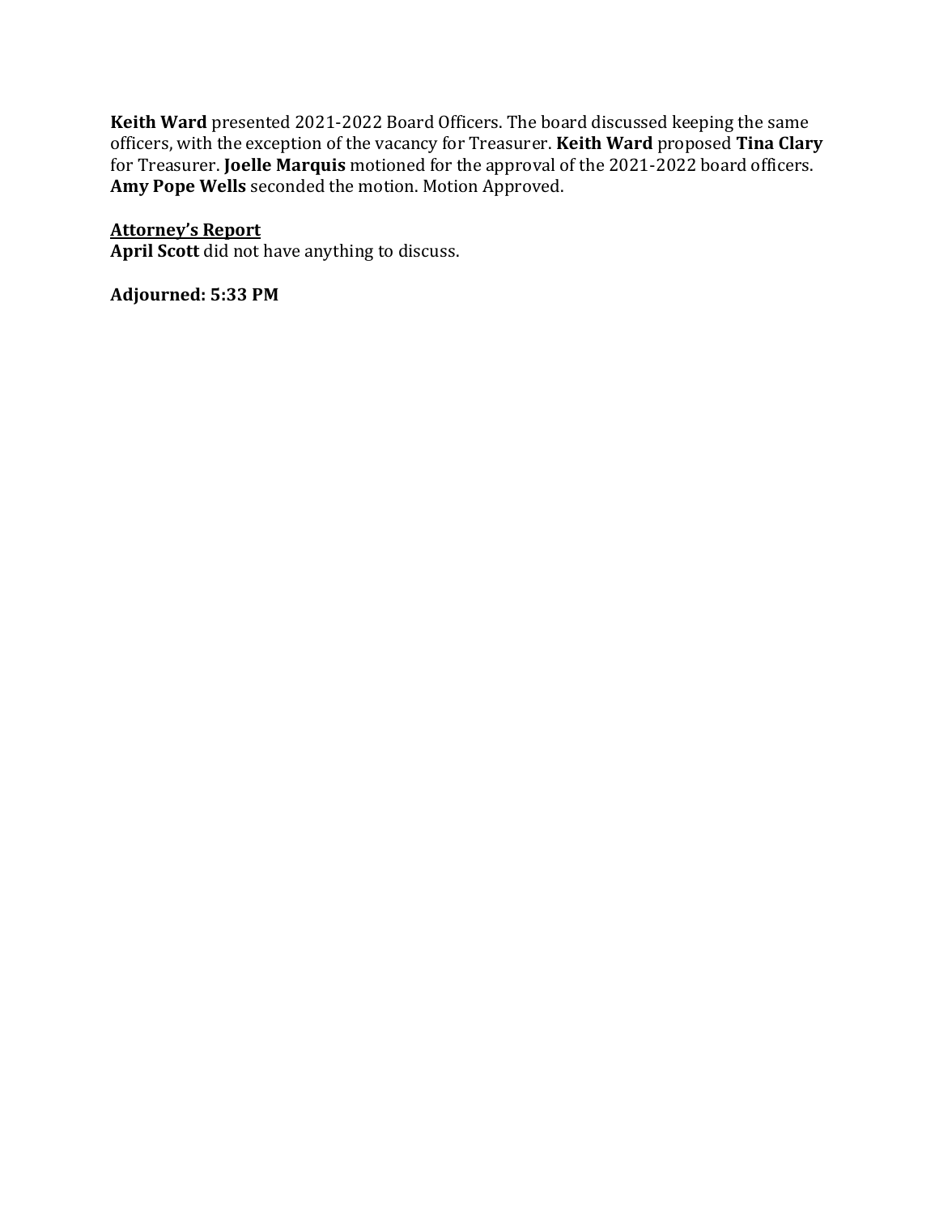**Keith Ward** presented 2021-2022 Board Officers. The board discussed keeping the same officers, with the exception of the vacancy for Treasurer. **Keith Ward** proposed **Tina Clary** for Treasurer. **Joelle Marquis** motioned for the approval of the 2021-2022 board officers. **Amy Pope Wells** seconded the motion. Motion Approved.

**<u>Attorney's Report</u>**
**April Scott** did not have anything to discuss.

**Adjourned: 5:33 PM**